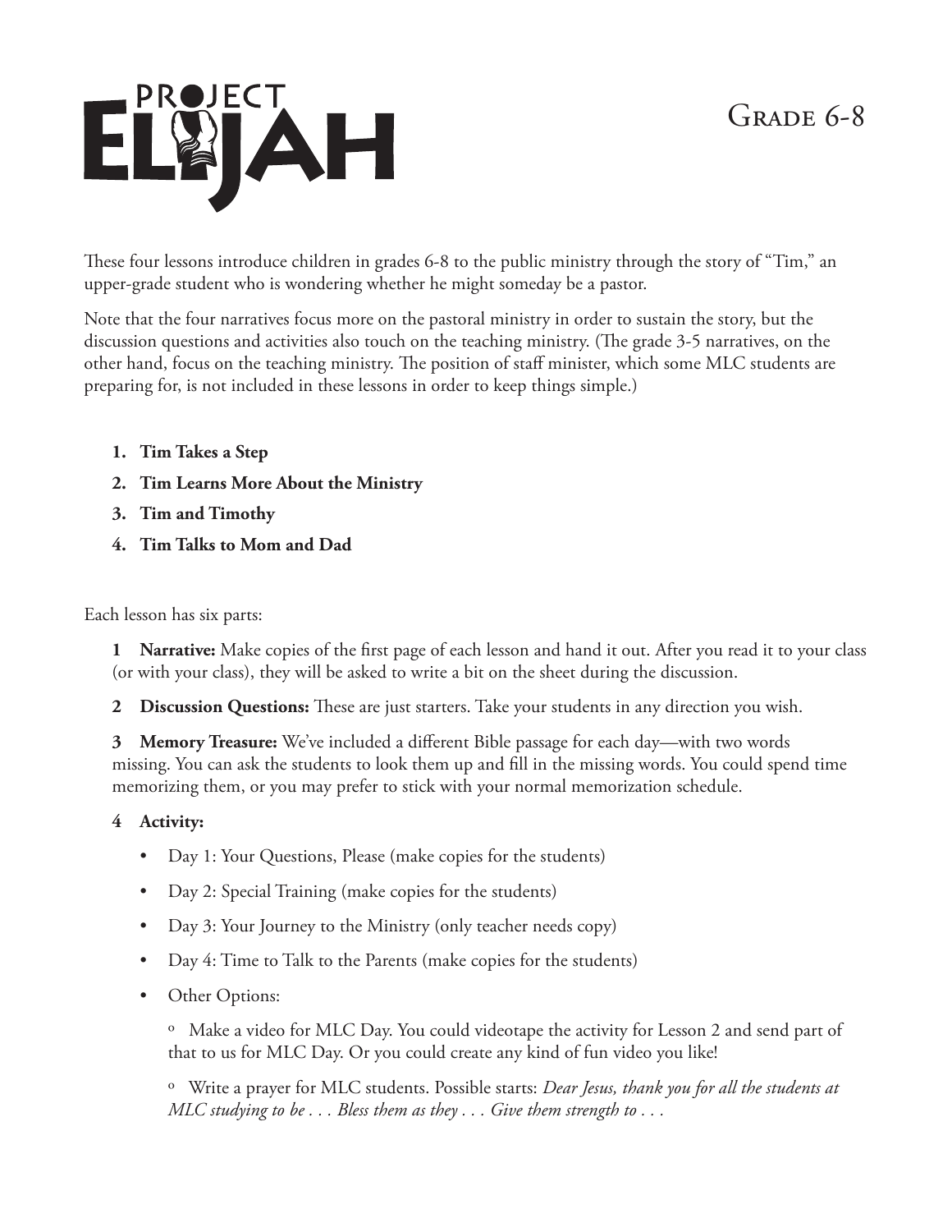# PROJECT ELIJAH

## Grade 6-8

These four lessons introduce children in grades 6-8 to the public ministry through the story of "Tim," an upper-grade student who is wondering whether he might someday be a pastor.

Note that the four narratives focus more on the pastoral ministry in order to sustain the story, but the discussion questions and activities also touch on the teaching ministry. (The grade 3-5 narratives, on the other hand, focus on the teaching ministry. The position of staff minister, which some MLC students are preparing for, is not included in these lessons in order to keep things simple.)

1. **Tim Takes a Step**
2. **Tim Learns More About the Ministry**
3. **Tim and Timothy**
4. **Tim Talks to Mom and Dad**

Each lesson has six parts:

**1 Narrative:** Make copies of the first page of each lesson and hand it out. After you read it to your class (or with your class), they will be asked to write a bit on the sheet during the discussion.

**2 Discussion Questions:** These are just starters. Take your students in any direction you wish.

**3 Memory Treasure:** We've included a different Bible passage for each day—with two words missing. You can ask the students to look them up and fill in the missing words. You could spend time memorizing them, or you may prefer to stick with your normal memorization schedule.

**4 Activity:**

- Day 1: Your Questions, Please (make copies for the students)
- Day 2: Special Training (make copies for the students)
- Day 3: Your Journey to the Ministry (only teacher needs copy)
- Day 4: Time to Talk to the Parents (make copies for the students)
- Other Options:
  - Make a video for MLC Day. You could videotape the activity for Lesson 2 and send part of that to us for MLC Day. Or you could create any kind of fun video you like!
  - Write a prayer for MLC students. Possible starts: *Dear Jesus, thank you for all the students at MLC studying to be . . . Bless them as they . . . Give them strength to . . .*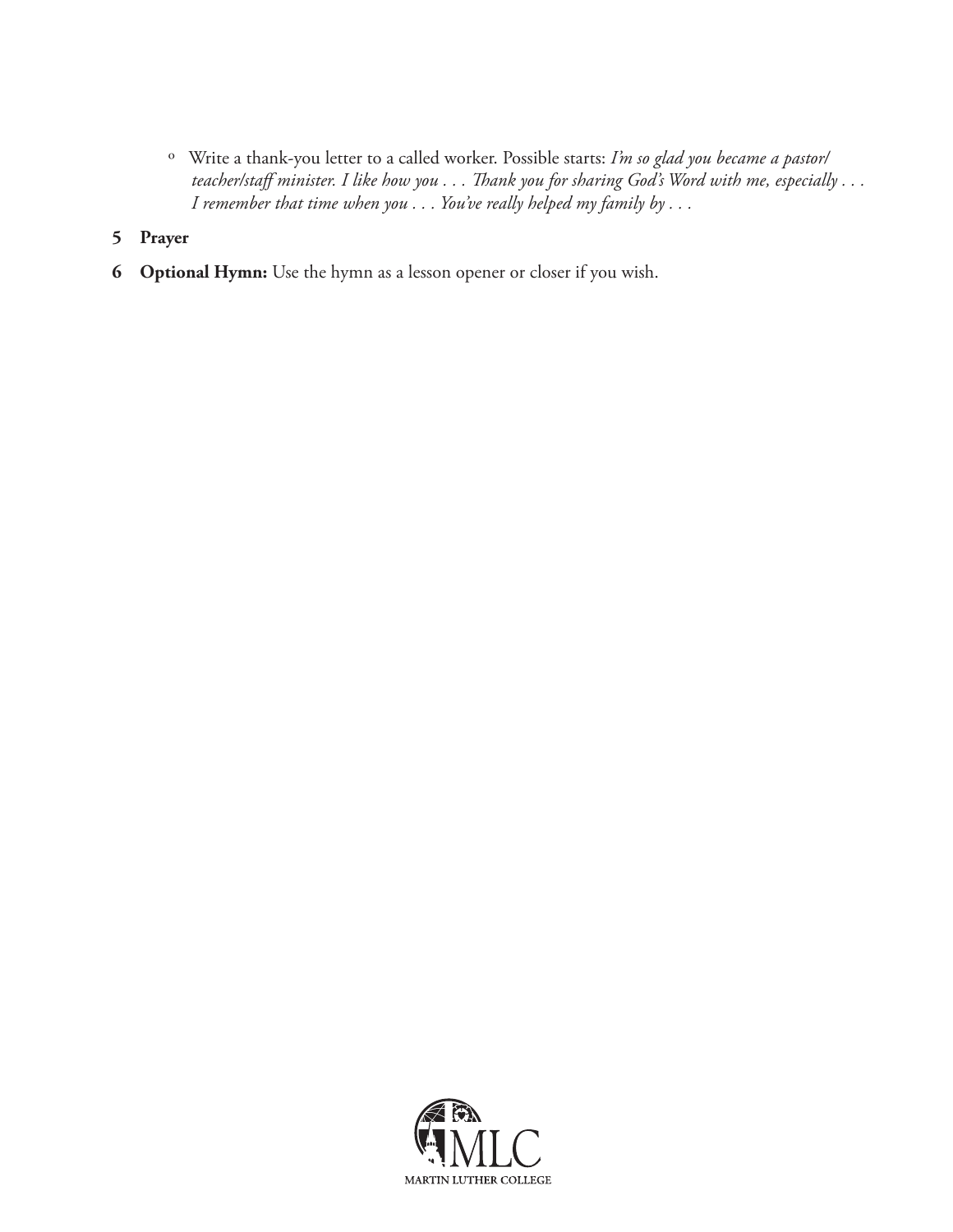- Write a thank-you letter to a called worker. Possible starts: *I'm so glad you became a pastor/teacher/staff minister. I like how you . . . Thank you for sharing God's Word with me, especially . . . I remember that time when you . . . You've really helped my family by . . .*

5 **Prayer**

6 **Optional Hymn:** Use the hymn as a lesson opener or closer if you wish.